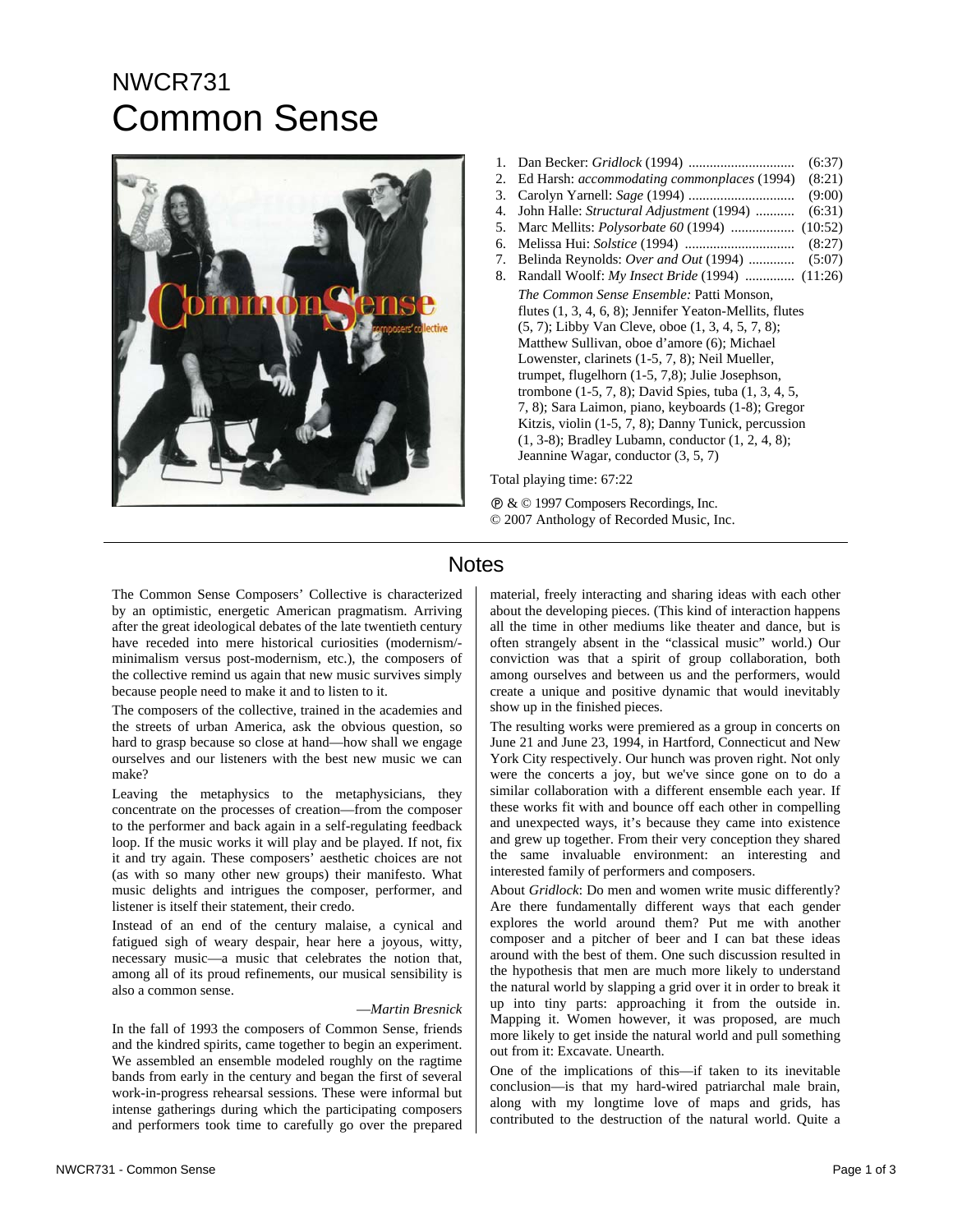# NWCR731

# Common Sense

1. Dan Becker: *Gridlock* (1994) .............................. (6:37)
2. Ed Harsh: *accommodating commonplaces* (1994) (8:21)
3. Carolyn Yarnell: *Sage* (1994) .............................. (9:00)
4. John Halle: *Structural Adjustment* (1994) ........... (6:31)
5. Marc Mellits: *Polysorbate 60* (1994) .................. (10:52)
6. Melissa Hui: *Solstice* (1994) .............................. (8:27)
7. Belinda Reynolds: *Over and Out* (1994) ............. (5:07)
8. Randall Woolf: *My Insect Bride* (1994) .............. (11:26)

*The Common Sense Ensemble:* Patti Monson, flutes (1, 3, 4, 6, 8); Jennifer Yeaton-Mellits, flutes (5, 7); Libby Van Cleve, oboe (1, 3, 4, 5, 7, 8); Matthew Sullivan, oboe d'amore (6); Michael Lowenster, clarinets (1-5, 7, 8); Neil Mueller, trumpet, flugelhorn (1-5, 7,8); Julie Josephson, trombone (1-5, 7, 8); David Spies, tuba (1, 3, 4, 5, 7, 8); Sara Laimon, piano, keyboards (1-8); Gregor Kitzis, violin (1-5, 7, 8); Danny Tunick, percussion (1, 3-8); Bradley Lubamn, conductor (1, 2, 4, 8); Jeannine Wagar, conductor (3, 5, 7)

Total playing time: 67:22

℗ & © 1997 Composers Recordings, Inc.
© 2007 Anthology of Recorded Music, Inc.

## Notes

The Common Sense Composers' Collective is characterized by an optimistic, energetic American pragmatism. Arriving after the great ideological debates of the late twentieth century have receded into mere historical curiosities (modernism/-minimalism versus post-modernism, etc.), the composers of the collective remind us again that new music survives simply because people need to make it and to listen to it.

The composers of the collective, trained in the academies and the streets of urban America, ask the obvious question, so hard to grasp because so close at hand—how shall we engage ourselves and our listeners with the best new music we can make?

Leaving the metaphysics to the metaphysicians, they concentrate on the processes of creation—from the composer to the performer and back again in a self-regulating feedback loop. If the music works it will play and be played. If not, fix it and try again. These composers' aesthetic choices are not (as with so many other new groups) their manifesto. What music delights and intrigues the composer, performer, and listener is itself their statement, their credo.

Instead of an end of the century malaise, a cynical and fatigued sigh of weary despair, hear here a joyous, witty, necessary music—a music that celebrates the notion that, among all of its proud refinements, our musical sensibility is also a common sense.

—*Martin Bresnick*

In the fall of 1993 the composers of Common Sense, friends and the kindred spirits, came together to begin an experiment. We assembled an ensemble modeled roughly on the ragtime bands from early in the century and began the first of several work-in-progress rehearsal sessions. These were informal but intense gatherings during which the participating composers and performers took time to carefully go over the prepared material, freely interacting and sharing ideas with each other about the developing pieces. (This kind of interaction happens all the time in other mediums like theater and dance, but is often strangely absent in the "classical music" world.) Our conviction was that a spirit of group collaboration, both among ourselves and between us and the performers, would create a unique and positive dynamic that would inevitably show up in the finished pieces.

The resulting works were premiered as a group in concerts on June 21 and June 23, 1994, in Hartford, Connecticut and New York City respectively. Our hunch was proven right. Not only were the concerts a joy, but we've since gone on to do a similar collaboration with a different ensemble each year. If these works fit with and bounce off each other in compelling and unexpected ways, it's because they came into existence and grew up together. From their very conception they shared the same invaluable environment: an interesting and interested family of performers and composers.

About *Gridlock*: Do men and women write music differently? Are there fundamentally different ways that each gender explores the world around them? Put me with another composer and a pitcher of beer and I can bat these ideas around with the best of them. One such discussion resulted in the hypothesis that men are much more likely to understand the natural world by slapping a grid over it in order to break it up into tiny parts: approaching it from the outside in. Mapping it. Women however, it was proposed, are much more likely to get inside the natural world and pull something out from it: Excavate. Unearth.

One of the implications of this—if taken to its inevitable conclusion—is that my hard-wired patriarchal male brain, along with my longtime love of maps and grids, has contributed to the destruction of the natural world. Quite a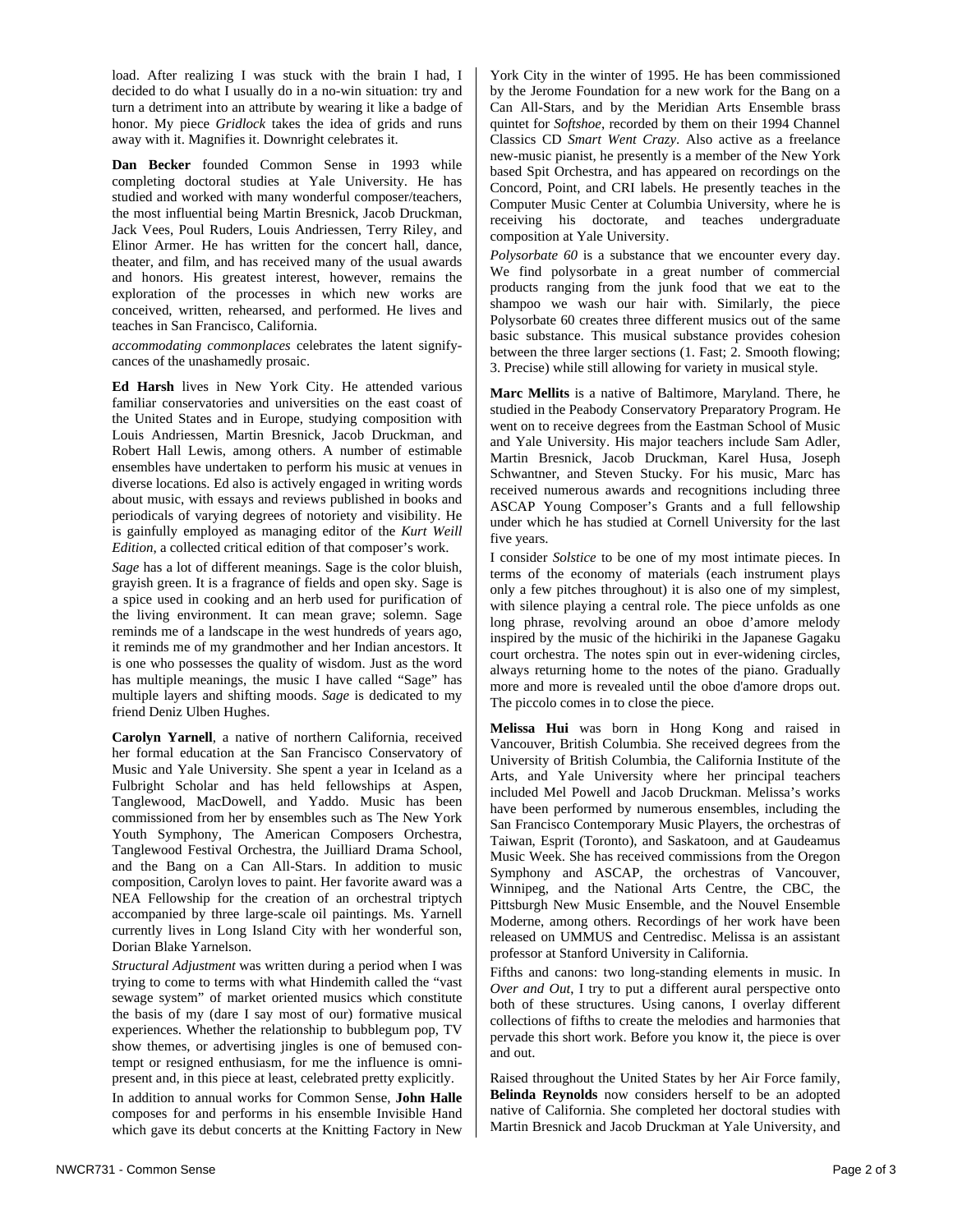load. After realizing I was stuck with the brain I had, I decided to do what I usually do in a no-win situation: try and turn a detriment into an attribute by wearing it like a badge of honor. My piece *Gridlock* takes the idea of grids and runs away with it. Magnifies it. Downright celebrates it.

**Dan Becker** founded Common Sense in 1993 while completing doctoral studies at Yale University. He has studied and worked with many wonderful composer/teachers, the most influential being Martin Bresnick, Jacob Druckman, Jack Vees, Poul Ruders, Louis Andriessen, Terry Riley, and Elinor Armer. He has written for the concert hall, dance, theater, and film, and has received many of the usual awards and honors. His greatest interest, however, remains the exploration of the processes in which new works are conceived, written, rehearsed, and performed. He lives and teaches in San Francisco, California.

*accommodating commonplaces* celebrates the latent signify-cances of the unashamedly prosaic.

**Ed Harsh** lives in New York City. He attended various familiar conservatories and universities on the east coast of the United States and in Europe, studying composition with Louis Andriessen, Martin Bresnick, Jacob Druckman, and Robert Hall Lewis, among others. A number of estimable ensembles have undertaken to perform his music at venues in diverse locations. Ed also is actively engaged in writing words about music, with essays and reviews published in books and periodicals of varying degrees of notoriety and visibility. He is gainfully employed as managing editor of the *Kurt Weill Edition*, a collected critical edition of that composer's work.

*Sage* has a lot of different meanings. Sage is the color bluish, grayish green. It is a fragrance of fields and open sky. Sage is a spice used in cooking and an herb used for purification of the living environment. It can mean grave; solemn. Sage reminds me of a landscape in the west hundreds of years ago, it reminds me of my grandmother and her Indian ancestors. It is one who possesses the quality of wisdom. Just as the word has multiple meanings, the music I have called "Sage" has multiple layers and shifting moods. *Sage* is dedicated to my friend Deniz Ulben Hughes.

**Carolyn Yarnell**, a native of northern California, received her formal education at the San Francisco Conservatory of Music and Yale University. She spent a year in Iceland as a Fulbright Scholar and has held fellowships at Aspen, Tanglewood, MacDowell, and Yaddo. Music has been commissioned from her by ensembles such as The New York Youth Symphony, The American Composers Orchestra, Tanglewood Festival Orchestra, the Juilliard Drama School, and the Bang on a Can All-Stars. In addition to music composition, Carolyn loves to paint. Her favorite award was a NEA Fellowship for the creation of an orchestral triptych accompanied by three large-scale oil paintings. Ms. Yarnell currently lives in Long Island City with her wonderful son, Dorian Blake Yarnelson.

*Structural Adjustment* was written during a period when I was trying to come to terms with what Hindemith called the "vast sewage system" of market oriented musics which constitute the basis of my (dare I say most of our) formative musical experiences. Whether the relationship to bubblegum pop, TV show themes, or advertising jingles is one of bemused con-tempt or resigned enthusiasm, for me the influence is omni-present and, in this piece at least, celebrated pretty explicitly.

In addition to annual works for Common Sense, **John Halle** composes for and performs in his ensemble Invisible Hand which gave its debut concerts at the Knitting Factory in New York City in the winter of 1995. He has been commissioned by the Jerome Foundation for a new work for the Bang on a Can All-Stars, and by the Meridian Arts Ensemble brass quintet for *Softshoe*, recorded by them on their 1994 Channel Classics CD *Smart Went Crazy*. Also active as a freelance new-music pianist, he presently is a member of the New York based Spit Orchestra, and has appeared on recordings on the Concord, Point, and CRI labels. He presently teaches in the Computer Music Center at Columbia University, where he is receiving his doctorate, and teaches undergraduate composition at Yale University.

*Polysorbate 60* is a substance that we encounter every day. We find polysorbate in a great number of commercial products ranging from the junk food that we eat to the shampoo we wash our hair with. Similarly, the piece Polysorbate 60 creates three different musics out of the same basic substance. This musical substance provides cohesion between the three larger sections (1. Fast; 2. Smooth flowing; 3. Precise) while still allowing for variety in musical style.

**Marc Mellits** is a native of Baltimore, Maryland. There, he studied in the Peabody Conservatory Preparatory Program. He went on to receive degrees from the Eastman School of Music and Yale University. His major teachers include Sam Adler, Martin Bresnick, Jacob Druckman, Karel Husa, Joseph Schwantner, and Steven Stucky. For his music, Marc has received numerous awards and recognitions including three ASCAP Young Composer's Grants and a full fellowship under which he has studied at Cornell University for the last five years.

I consider *Solstice* to be one of my most intimate pieces. In terms of the economy of materials (each instrument plays only a few pitches throughout) it is also one of my simplest, with silence playing a central role. The piece unfolds as one long phrase, revolving around an oboe d'amore melody inspired by the music of the hichiriki in the Japanese Gagaku court orchestra. The notes spin out in ever-widening circles, always returning home to the notes of the piano. Gradually more and more is revealed until the oboe d'amore drops out. The piccolo comes in to close the piece.

**Melissa Hui** was born in Hong Kong and raised in Vancouver, British Columbia. She received degrees from the University of British Columbia, the California Institute of the Arts, and Yale University where her principal teachers included Mel Powell and Jacob Druckman. Melissa's works have been performed by numerous ensembles, including the San Francisco Contemporary Music Players, the orchestras of Taiwan, Esprit (Toronto), and Saskatoon, and at Gaudeamus Music Week. She has received commissions from the Oregon Symphony and ASCAP, the orchestras of Vancouver, Winnipeg, and the National Arts Centre, the CBC, the Pittsburgh New Music Ensemble, and the Nouvel Ensemble Moderne, among others. Recordings of her work have been released on UMMUS and Centredisc. Melissa is an assistant professor at Stanford University in California.

Fifths and canons: two long-standing elements in music. In *Over and Out*, I try to put a different aural perspective onto both of these structures. Using canons, I overlay different collections of fifths to create the melodies and harmonies that pervade this short work. Before you know it, the piece is over and out.

Raised throughout the United States by her Air Force family, **Belinda Reynolds** now considers herself to be an adopted native of California. She completed her doctoral studies with Martin Bresnick and Jacob Druckman at Yale University, and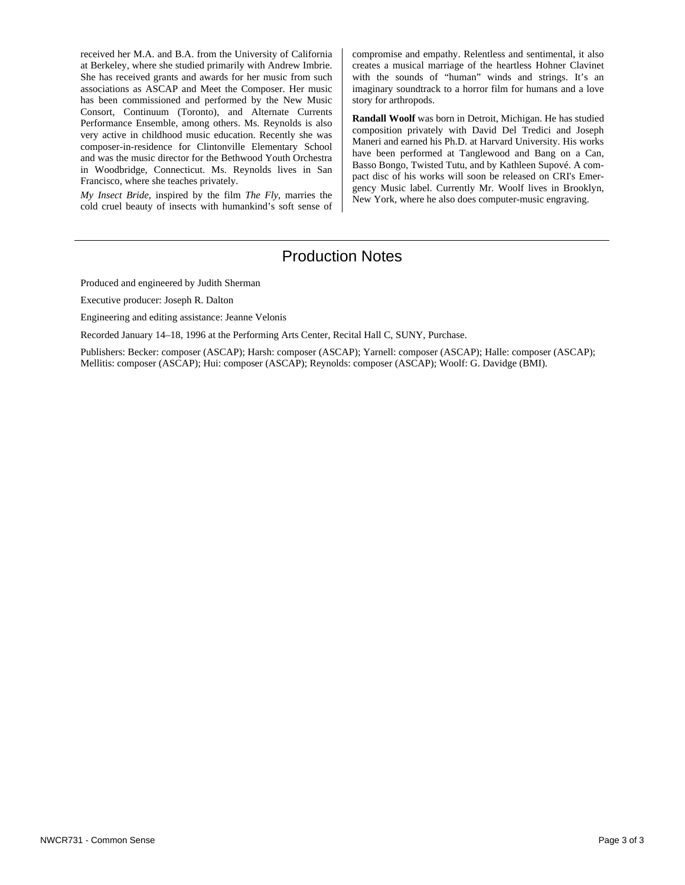received her M.A. and B.A. from the University of California at Berkeley, where she studied primarily with Andrew Imbrie. She has received grants and awards for her music from such associations as ASCAP and Meet the Composer. Her music has been commissioned and performed by the New Music Consort, Continuum (Toronto), and Alternate Currents Performance Ensemble, among others. Ms. Reynolds is also very active in childhood music education. Recently she was composer-in-residence for Clintonville Elementary School and was the music director for the Bethwood Youth Orchestra in Woodbridge, Connecticut. Ms. Reynolds lives in San Francisco, where she teaches privately.

*My Insect Bride*, inspired by the film *The Fly*, marries the cold cruel beauty of insects with humankind's soft sense of compromise and empathy. Relentless and sentimental, it also creates a musical marriage of the heartless Hohner Clavinet with the sounds of "human" winds and strings. It's an imaginary soundtrack to a horror film for humans and a love story for arthropods.

**Randall Woolf** was born in Detroit, Michigan. He has studied composition privately with David Del Tredici and Joseph Maneri and earned his Ph.D. at Harvard University. His works have been performed at Tanglewood and Bang on a Can, Basso Bongo, Twisted Tutu, and by Kathleen Supové. A compact disc of his works will soon be released on CRI's Emergency Music label. Currently Mr. Woolf lives in Brooklyn, New York, where he also does computer-music engraving.

## Production Notes

Produced and engineered by Judith Sherman

Executive producer: Joseph R. Dalton

Engineering and editing assistance: Jeanne Velonis

Recorded January 14–18, 1996 at the Performing Arts Center, Recital Hall C, SUNY, Purchase.

Publishers: Becker: composer (ASCAP); Harsh: composer (ASCAP); Yarnell: composer (ASCAP); Halle: composer (ASCAP); Mellitis: composer (ASCAP); Hui: composer (ASCAP); Reynolds: composer (ASCAP); Woolf: G. Davidge (BMI).